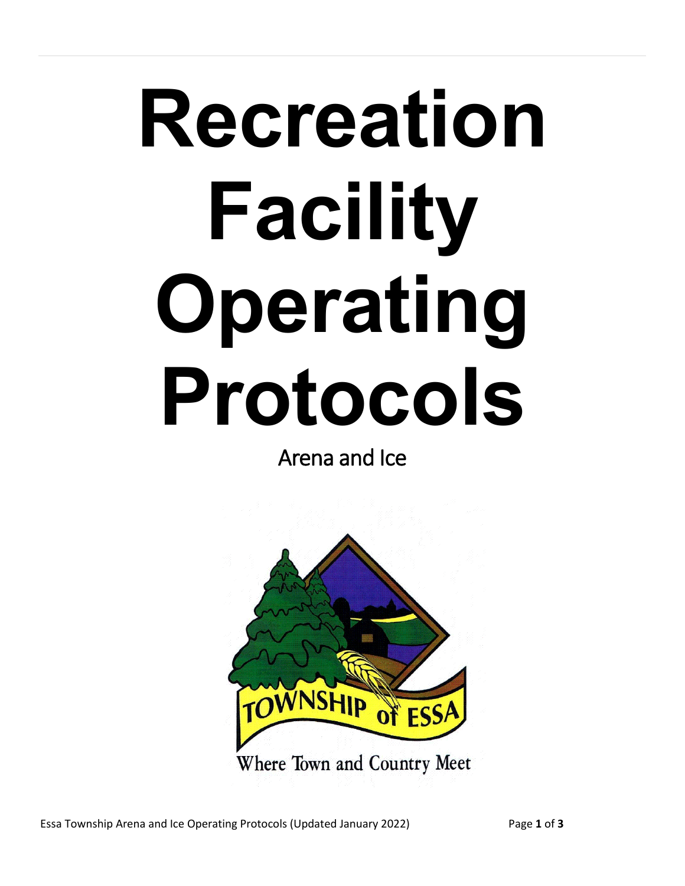# Recreation Facility Operating Protocols

Arena and Ice

TOWNSHIP of ESSA

Where Town and Country Meet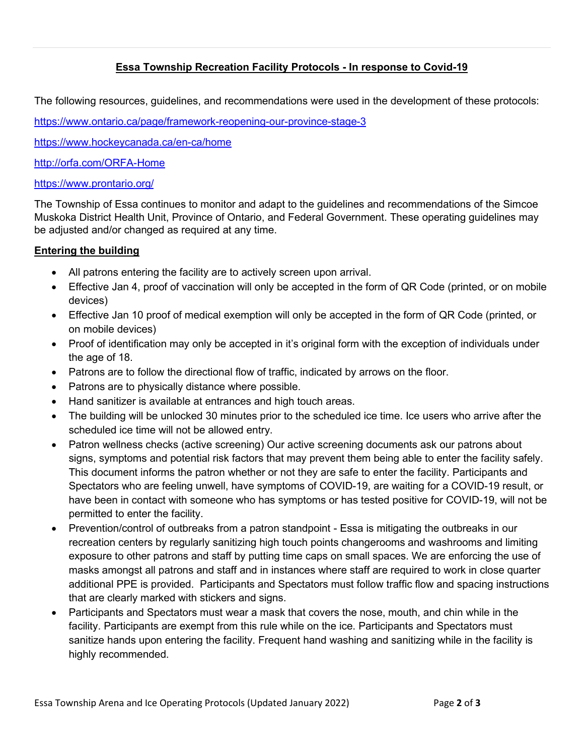# Essa Township Recreation Facility Protocols - In response to Covid-19

The following resources, guidelines, and recommendations were used in the development of these protocols:

https://www.ontario.ca/page/framework-reopening-our-province-stage-3

https://www.hockeycanada.ca/en-ca/home

http://orfa.com/ORFA-Home

https://www.prontario.org/

The Township of Essa continues to monitor and adapt to the guidelines and recommendations of the Simcoe Muskoka District Health Unit, Province of Ontario, and Federal Government. These operating guidelines may be adjusted and/or changed as required at any time.

## Entering the building

- All patrons entering the facility are to actively screen upon arrival.
- Effective Jan 4, proof of vaccination will only be accepted in the form of QR Code (printed, or on mobile devices)
- Effective Jan 10 proof of medical exemption will only be accepted in the form of QR Code (printed, or on mobile devices)
- Proof of identification may only be accepted in it's original form with the exception of individuals under the age of 18.
- Patrons are to follow the directional flow of traffic, indicated by arrows on the floor.
- Patrons are to physically distance where possible.
- Hand sanitizer is available at entrances and high touch areas.
- The building will be unlocked 30 minutes prior to the scheduled ice time. Ice users who arrive after the scheduled ice time will not be allowed entry.
- Patron wellness checks (active screening) Our active screening documents ask our patrons about signs, symptoms and potential risk factors that may prevent them being able to enter the facility safely. This document informs the patron whether or not they are safe to enter the facility. Participants and Spectators who are feeling unwell, have symptoms of COVID-19, are waiting for a COVID-19 result, or have been in contact with someone who has symptoms or has tested positive for COVID-19, will not be permitted to enter the facility.
- Prevention/control of outbreaks from a patron standpoint - Essa is mitigating the outbreaks in our recreation centers by regularly sanitizing high touch points changerooms and washrooms and limiting exposure to other patrons and staff by putting time caps on small spaces. We are enforcing the use of masks amongst all patrons and staff and in instances where staff are required to work in close quarter additional PPE is provided. Participants and Spectators must follow traffic flow and spacing instructions that are clearly marked with stickers and signs.
- Participants and Spectators must wear a mask that covers the nose, mouth, and chin while in the facility. Participants are exempt from this rule while on the ice. Participants and Spectators must sanitize hands upon entering the facility. Frequent hand washing and sanitizing while in the facility is highly recommended.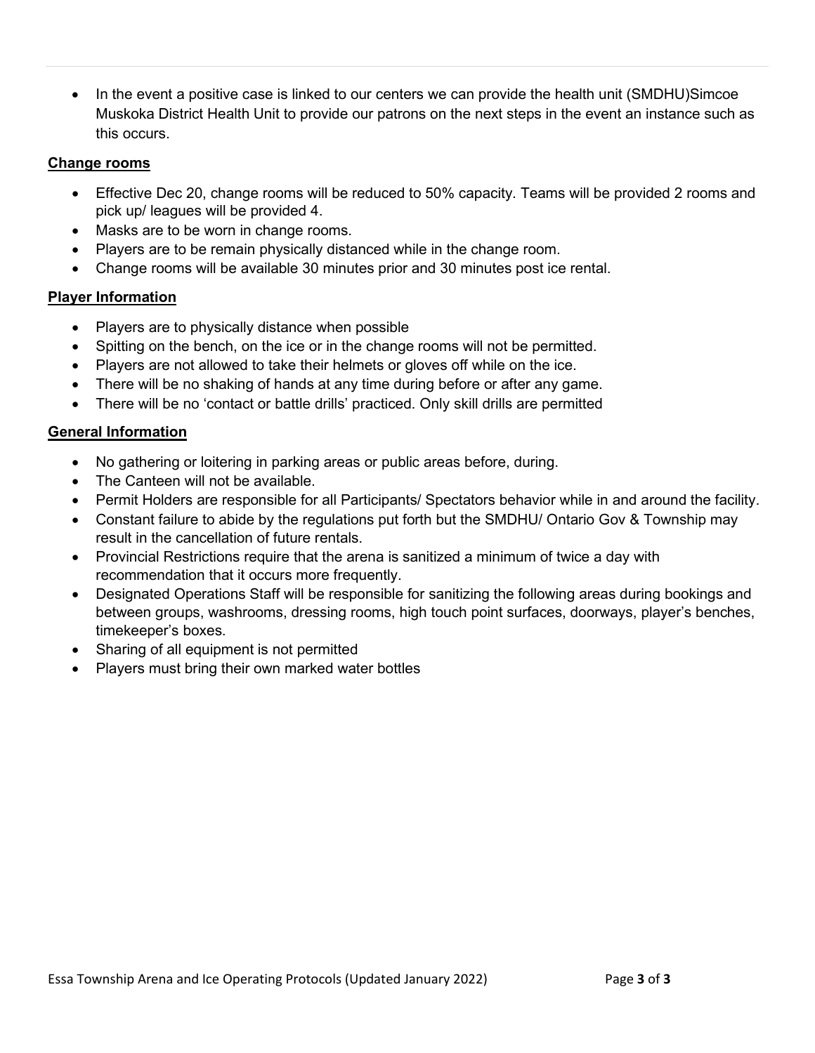- In the event a positive case is linked to our centers we can provide the health unit (SMDHU)Simcoe Muskoka District Health Unit to provide our patrons on the next steps in the event an instance such as this occurs.

**Change rooms**

- Effective Dec 20, change rooms will be reduced to 50% capacity. Teams will be provided 2 rooms and pick up/ leagues will be provided 4.
- Masks are to be worn in change rooms.
- Players are to be remain physically distanced while in the change room.
- Change rooms will be available 30 minutes prior and 30 minutes post ice rental.

**Player Information**

- Players are to physically distance when possible
- Spitting on the bench, on the ice or in the change rooms will not be permitted.
- Players are not allowed to take their helmets or gloves off while on the ice.
- There will be no shaking of hands at any time during before or after any game.
- There will be no 'contact or battle drills' practiced. Only skill drills are permitted

**General Information**

- No gathering or loitering in parking areas or public areas before, during.
- The Canteen will not be available.
- Permit Holders are responsible for all Participants/ Spectators behavior while in and around the facility.
- Constant failure to abide by the regulations put forth but the SMDHU/ Ontario Gov & Township may result in the cancellation of future rentals.
- Provincial Restrictions require that the arena is sanitized a minimum of twice a day with recommendation that it occurs more frequently.
- Designated Operations Staff will be responsible for sanitizing the following areas during bookings and between groups, washrooms, dressing rooms, high touch point surfaces, doorways, player's benches, timekeeper's boxes.
- Sharing of all equipment is not permitted
- Players must bring their own marked water bottles